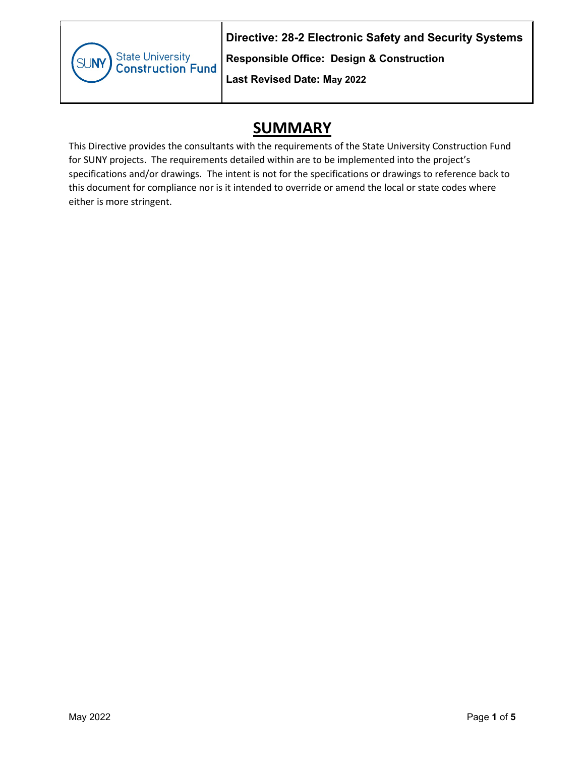**Directive: 28-2 Electronic Safety and Security Systems**

**Responsible Office: Design & Construction**

**Last Revised Date: May 2022**

# SUMMARY

This Directive provides the consultants with the requirements of the State University Construction Fund for SUNY projects. The requirements detailed within are to be implemented into the project's specifications and/or drawings. The intent is not for the specifications or drawings to reference back to this document for compliance nor is it intended to override or amend the local or state codes where either is more stringent.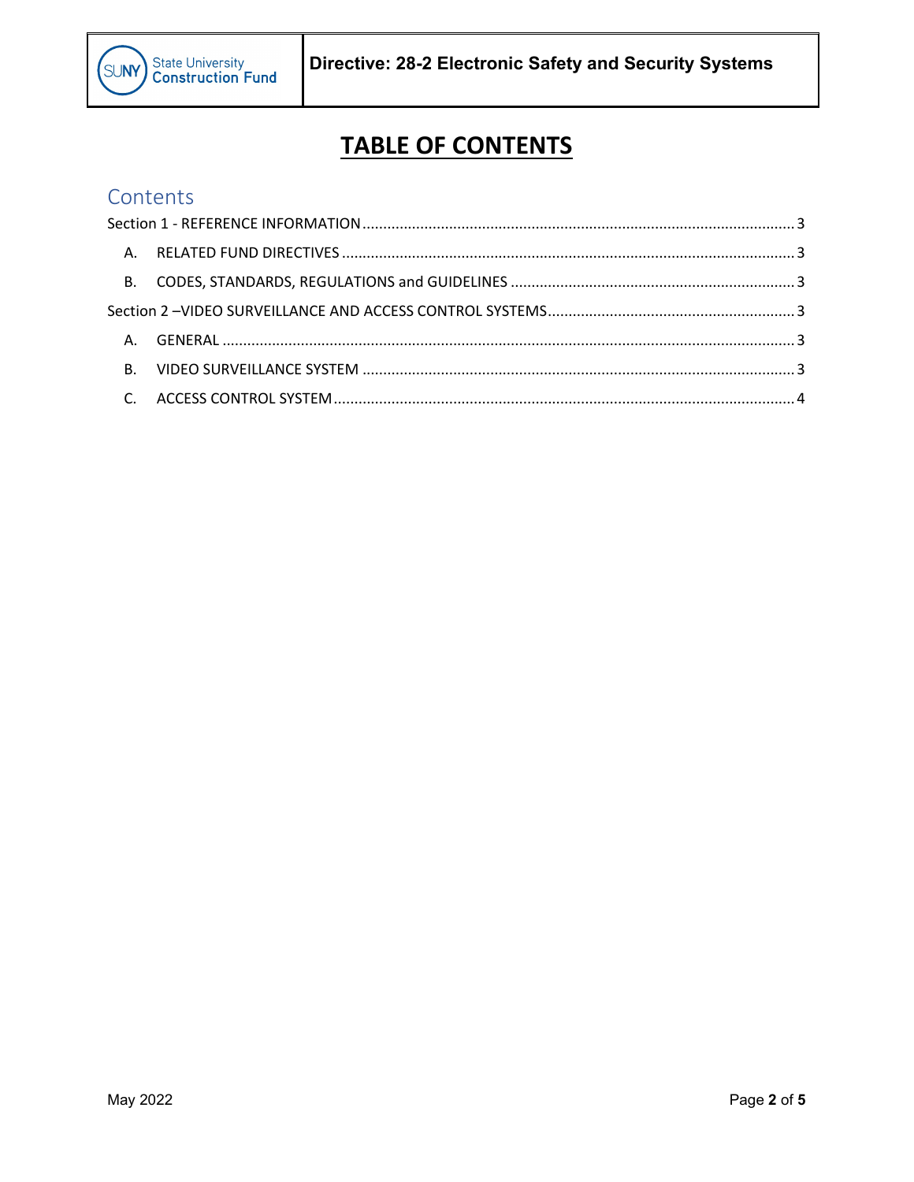# TABLE OF CONTENTS

## Contents

Section 1 - REFERENCE INFORMATION ........................................................................................................ 3

- A. RELATED FUND DIRECTIVES ............................................................................................................. 3
- B. CODES, STANDARDS, REGULATIONS and GUIDELINES ..................................................................... 3

Section 2 –VIDEO SURVEILLANCE AND ACCESS CONTROL SYSTEMS ........................................................... 3

- A. GENERAL .......................................................................................................................................... 3
- B. VIDEO SURVEILLANCE SYSTEM ......................................................................................................... 3
- C. ACCESS CONTROL SYSTEM ............................................................................................................... 4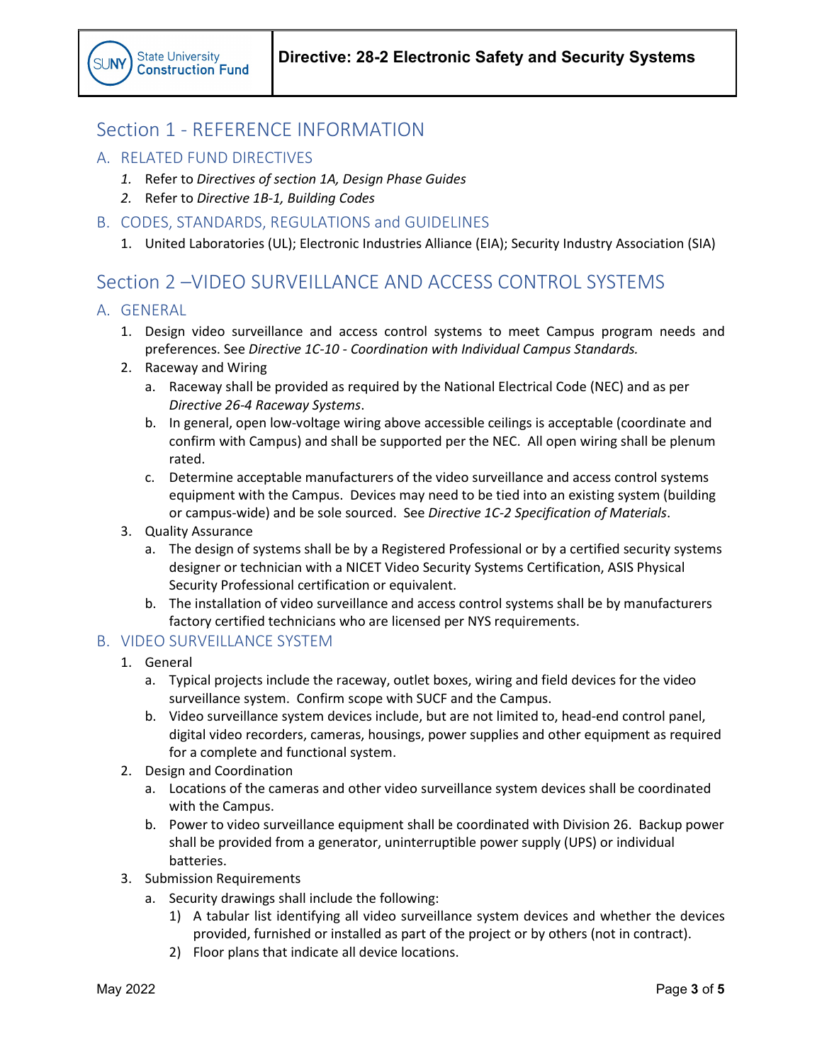# Section 1 - REFERENCE INFORMATION

## A. RELATED FUND DIRECTIVES

1. Refer to *Directives of section 1A, Design Phase Guides*
2. Refer to *Directive 1B-1, Building Codes*

## B. CODES, STANDARDS, REGULATIONS and GUIDELINES

1. United Laboratories (UL); Electronic Industries Alliance (EIA); Security Industry Association (SIA)

# Section 2 –VIDEO SURVEILLANCE AND ACCESS CONTROL SYSTEMS

## A. GENERAL

1. Design video surveillance and access control systems to meet Campus program needs and preferences. See *Directive 1C-10 - Coordination with Individual Campus Standards.*
2. Raceway and Wiring
   a. Raceway shall be provided as required by the National Electrical Code (NEC) and as per *Directive 26-4 Raceway Systems*.
   b. In general, open low-voltage wiring above accessible ceilings is acceptable (coordinate and confirm with Campus) and shall be supported per the NEC. All open wiring shall be plenum rated.
   c. Determine acceptable manufacturers of the video surveillance and access control systems equipment with the Campus. Devices may need to be tied into an existing system (building or campus-wide) and be sole sourced. See *Directive 1C-2 Specification of Materials*.
3. Quality Assurance
   a. The design of systems shall be by a Registered Professional or by a certified security systems designer or technician with a NICET Video Security Systems Certification, ASIS Physical Security Professional certification or equivalent.
   b. The installation of video surveillance and access control systems shall be by manufacturers factory certified technicians who are licensed per NYS requirements.

## B. VIDEO SURVEILLANCE SYSTEM

1. General
   a. Typical projects include the raceway, outlet boxes, wiring and field devices for the video surveillance system. Confirm scope with SUCF and the Campus.
   b. Video surveillance system devices include, but are not limited to, head-end control panel, digital video recorders, cameras, housings, power supplies and other equipment as required for a complete and functional system.
2. Design and Coordination
   a. Locations of the cameras and other video surveillance system devices shall be coordinated with the Campus.
   b. Power to video surveillance equipment shall be coordinated with Division 26. Backup power shall be provided from a generator, uninterruptible power supply (UPS) or individual batteries.
3. Submission Requirements
   a. Security drawings shall include the following:
      1) A tabular list identifying all video surveillance system devices and whether the devices provided, furnished or installed as part of the project or by others (not in contract).
      2) Floor plans that indicate all device locations.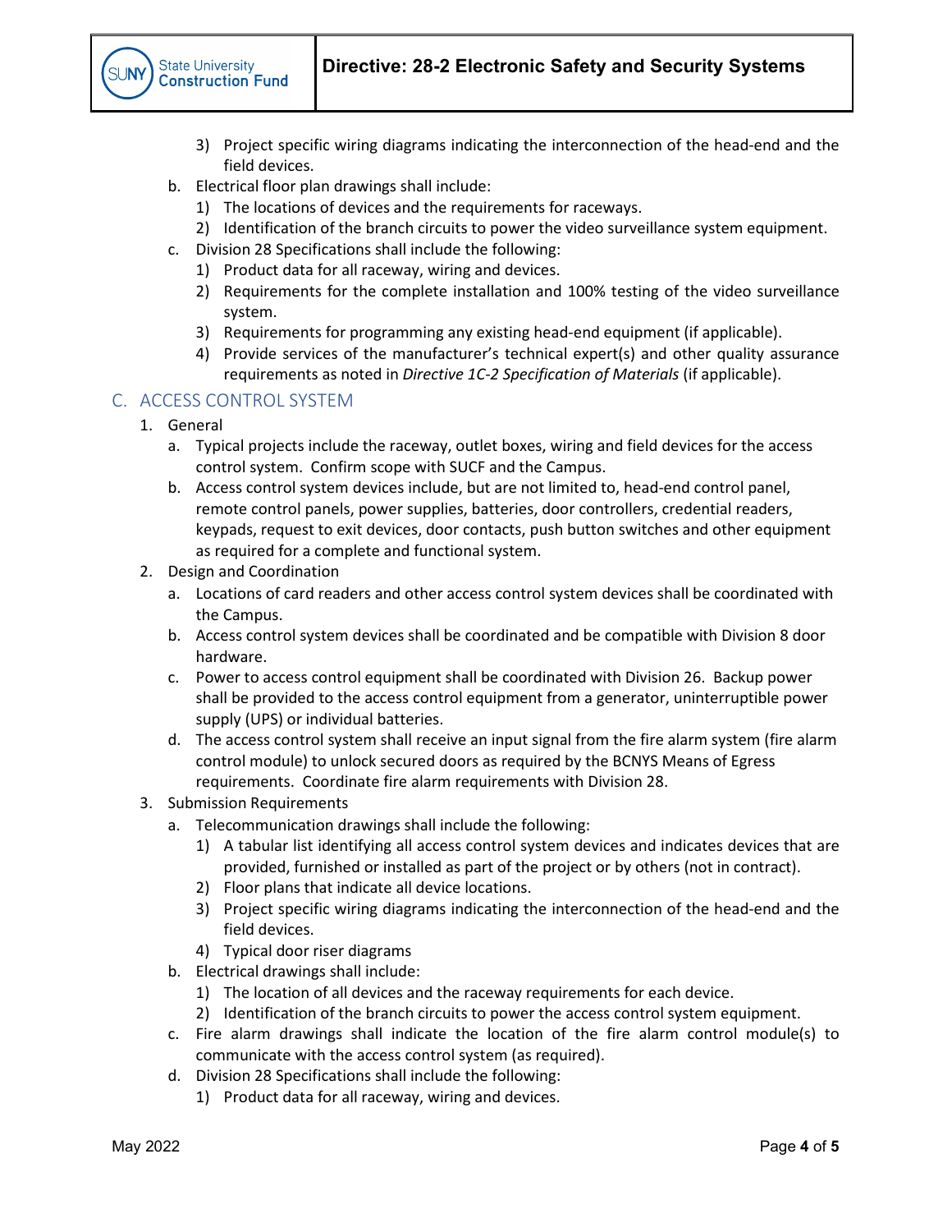3) Project specific wiring diagrams indicating the interconnection of the head-end and the field devices.

b. Electrical floor plan drawings shall include:
   1) The locations of devices and the requirements for raceways.
   2) Identification of the branch circuits to power the video surveillance system equipment.

c. Division 28 Specifications shall include the following:
   1) Product data for all raceway, wiring and devices.
   2) Requirements for the complete installation and 100% testing of the video surveillance system.
   3) Requirements for programming any existing head-end equipment (if applicable).
   4) Provide services of the manufacturer's technical expert(s) and other quality assurance requirements as noted in *Directive 1C-2 Specification of Materials* (if applicable).

## C. ACCESS CONTROL SYSTEM

1. General
   a. Typical projects include the raceway, outlet boxes, wiring and field devices for the access control system. Confirm scope with SUCF and the Campus.
   b. Access control system devices include, but are not limited to, head-end control panel, remote control panels, power supplies, batteries, door controllers, credential readers, keypads, request to exit devices, door contacts, push button switches and other equipment as required for a complete and functional system.
2. Design and Coordination
   a. Locations of card readers and other access control system devices shall be coordinated with the Campus.
   b. Access control system devices shall be coordinated and be compatible with Division 8 door hardware.
   c. Power to access control equipment shall be coordinated with Division 26. Backup power shall be provided to the access control equipment from a generator, uninterruptible power supply (UPS) or individual batteries.
   d. The access control system shall receive an input signal from the fire alarm system (fire alarm control module) to unlock secured doors as required by the BCNYS Means of Egress requirements. Coordinate fire alarm requirements with Division 28.
3. Submission Requirements
   a. Telecommunication drawings shall include the following:
      1) A tabular list identifying all access control system devices and indicates devices that are provided, furnished or installed as part of the project or by others (not in contract).
      2) Floor plans that indicate all device locations.
      3) Project specific wiring diagrams indicating the interconnection of the head-end and the field devices.
      4) Typical door riser diagrams
   b. Electrical drawings shall include:
      1) The location of all devices and the raceway requirements for each device.
      2) Identification of the branch circuits to power the access control system equipment.
   c. Fire alarm drawings shall indicate the location of the fire alarm control module(s) to communicate with the access control system (as required).
   d. Division 28 Specifications shall include the following:
      1) Product data for all raceway, wiring and devices.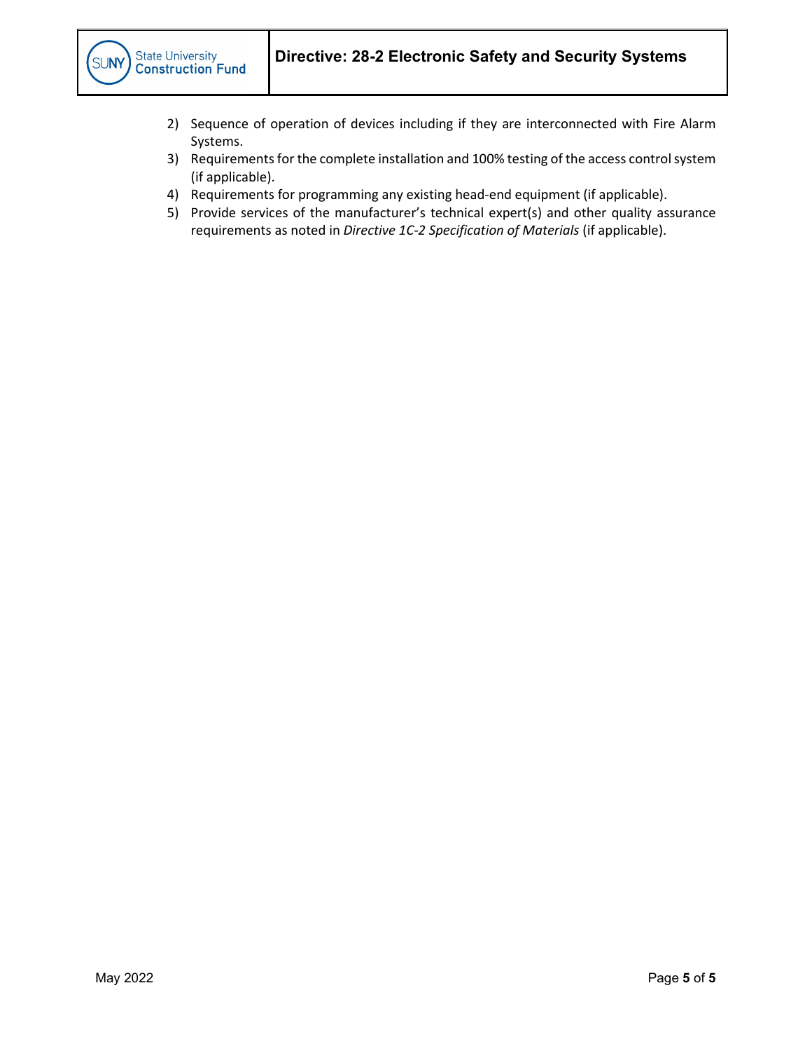2) Sequence of operation of devices including if they are interconnected with Fire Alarm Systems.
3) Requirements for the complete installation and 100% testing of the access control system (if applicable).
4) Requirements for programming any existing head-end equipment (if applicable).
5) Provide services of the manufacturer's technical expert(s) and other quality assurance requirements as noted in *Directive 1C-2 Specification of Materials* (if applicable).